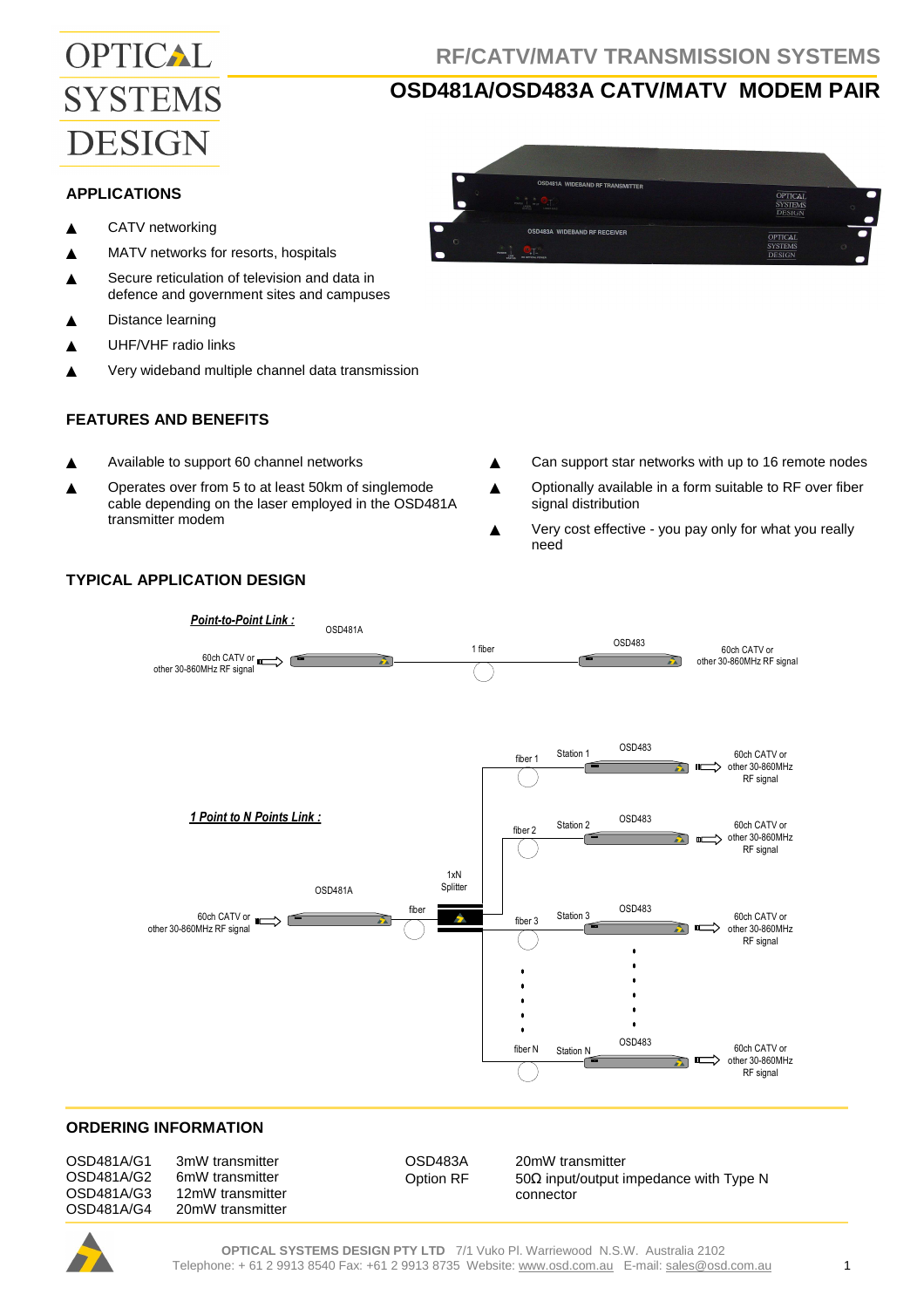# RF/CATV/MATV TRANSMISSION SYSTEMS

# OSD481A/OSD483A CATV/MATV MODEM PAIR

## APPLICATIONS

- CATV networking
- MATV networks for resorts, hospitals
- Secure reticulation of television and data in defence and government sites and campuses
- Distance learning
- UHF/VHF radio links
- Very wideband multiple channel data transmission

## FEATURES AND BENEFITS

- Available to support 60 channel networks
- Operates over from 5 to at least 50km of singlemode cable depending on the laser employed in the OSD481A transmitter modem
- Can support star networks with up to 16 remote nodes
- Optionally available in a form suitable to RF over fiber signal distribution
- Very cost effective - you pay only for what you really need

## TYPICAL APPLICATION DESIGN

***Point-to-Point Link :***

60ch CATV or other 30-860MHz RF signal → OSD481A — 1 fiber — OSD483 → 60ch CATV or other 30-860MHz RF signal

***1 Point to N Points Link :***

60ch CATV or other 30-860MHz RF signal → OSD481A — fiber — 1xN Splitter

- fiber 1 — Station 1 OSD483 → 60ch CATV or other 30-860MHz RF signal
- fiber 2 — Station 2 OSD483 → 60ch CATV or other 30-860MHz RF signal
- fiber 3 — Station 3 OSD483 → 60ch CATV or other 30-860MHz RF signal
- ...
- fiber N — Station N OSD483 → 60ch CATV or other 30-860MHz RF signal

## ORDERING INFORMATION

| | |
|---|---|
| OSD481A/G1 | 3mW transmitter |
| OSD481A/G2 | 6mW transmitter |
| OSD481A/G3 | 12mW transmitter |
| OSD481A/G4 | 20mW transmitter |
| OSD483A | 20mW transmitter |
| Option RF | 50Ω input/output impedance with Type N connector |

**OPTICAL SYSTEMS DESIGN PTY LTD** 7/1 Vuko Pl. Warriewood N.S.W. Australia 2102
Telephone: + 61 2 9913 8540 Fax: +61 2 9913 8735 Website: www.osd.com.au E-mail: sales@osd.com.au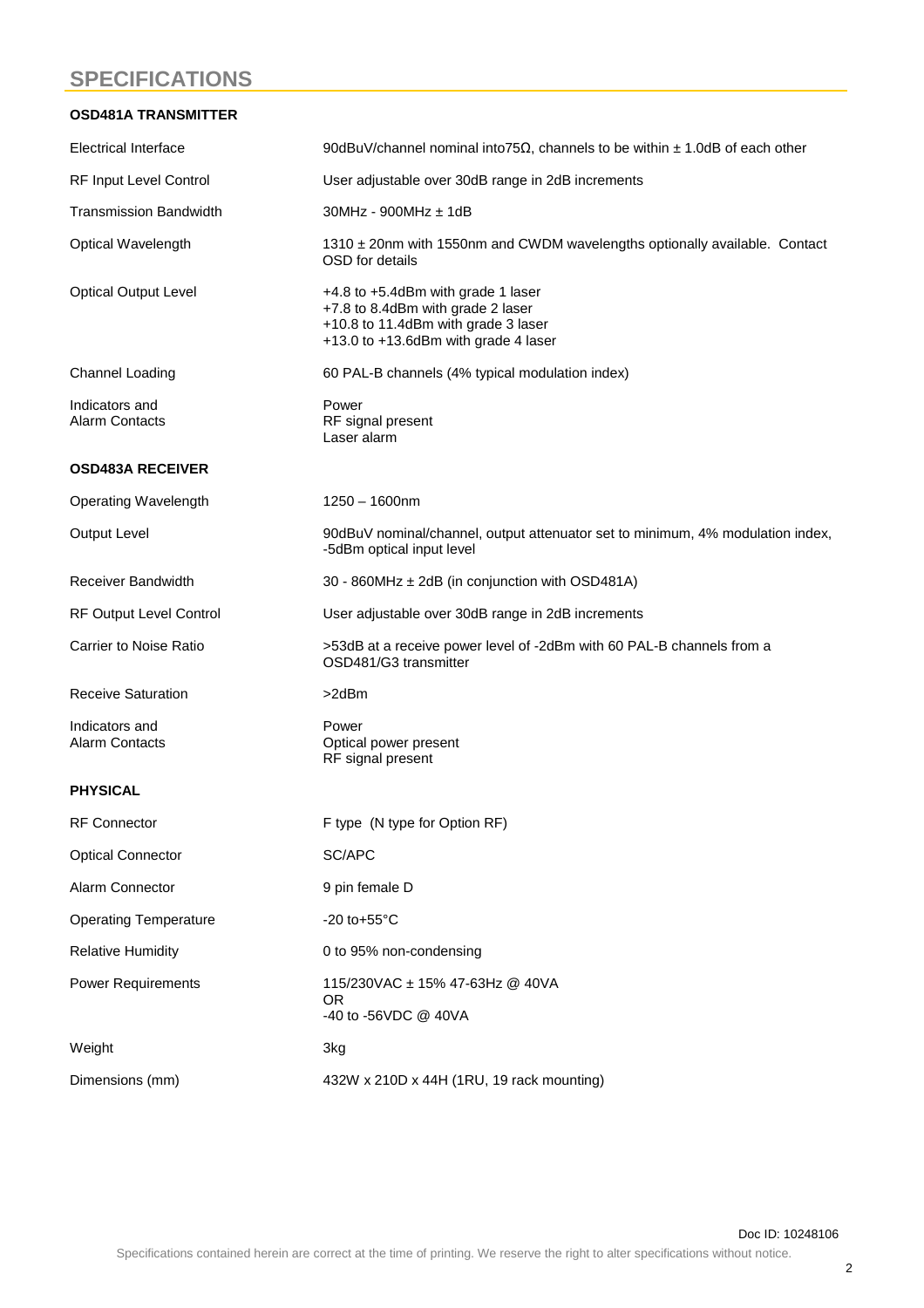## SPECIFICATIONS

**OSD481A TRANSMITTER**

| | |
|---|---|
| Electrical Interface | 90dBuV/channel nominal into75Ω, channels to be within ± 1.0dB of each other |
| RF Input Level Control | User adjustable over 30dB range in 2dB increments |
| Transmission Bandwidth | 30MHz - 900MHz ± 1dB |
| Optical Wavelength | 1310 ± 20nm with 1550nm and CWDM wavelengths optionally available. Contact OSD for details |
| Optical Output Level | +4.8 to +5.4dBm with grade 1 laser<br>+7.8 to 8.4dBm with grade 2 laser<br>+10.8 to 11.4dBm with grade 3 laser<br>+13.0 to +13.6dBm with grade 4 laser |
| Channel Loading | 60 PAL-B channels (4% typical modulation index) |
| Indicators and Alarm Contacts | Power<br>RF signal present<br>Laser alarm |

**OSD483A RECEIVER**

| | |
|---|---|
| Operating Wavelength | 1250 – 1600nm |
| Output Level | 90dBuV nominal/channel, output attenuator set to minimum, 4% modulation index, -5dBm optical input level |
| Receiver Bandwidth | 30 - 860MHz ± 2dB (in conjunction with OSD481A) |
| RF Output Level Control | User adjustable over 30dB range in 2dB increments |
| Carrier to Noise Ratio | >53dB at a receive power level of -2dBm with 60 PAL-B channels from a OSD481/G3 transmitter |
| Receive Saturation | >2dBm |
| Indicators and Alarm Contacts | Power<br>Optical power present<br>RF signal present |

**PHYSICAL**

| | |
|---|---|
| RF Connector | F type (N type for Option RF) |
| Optical Connector | SC/APC |
| Alarm Connector | 9 pin female D |
| Operating Temperature | -20 to+55°C |
| Relative Humidity | 0 to 95% non-condensing |
| Power Requirements | 115/230VAC ± 15% 47-63Hz @ 40VA<br>OR<br>-40 to -56VDC @ 40VA |
| Weight | 3kg |
| Dimensions (mm) | 432W x 210D x 44H (1RU, 19 rack mounting) |

Doc ID: 10248106

Specifications contained herein are correct at the time of printing. We reserve the right to alter specifications without notice.